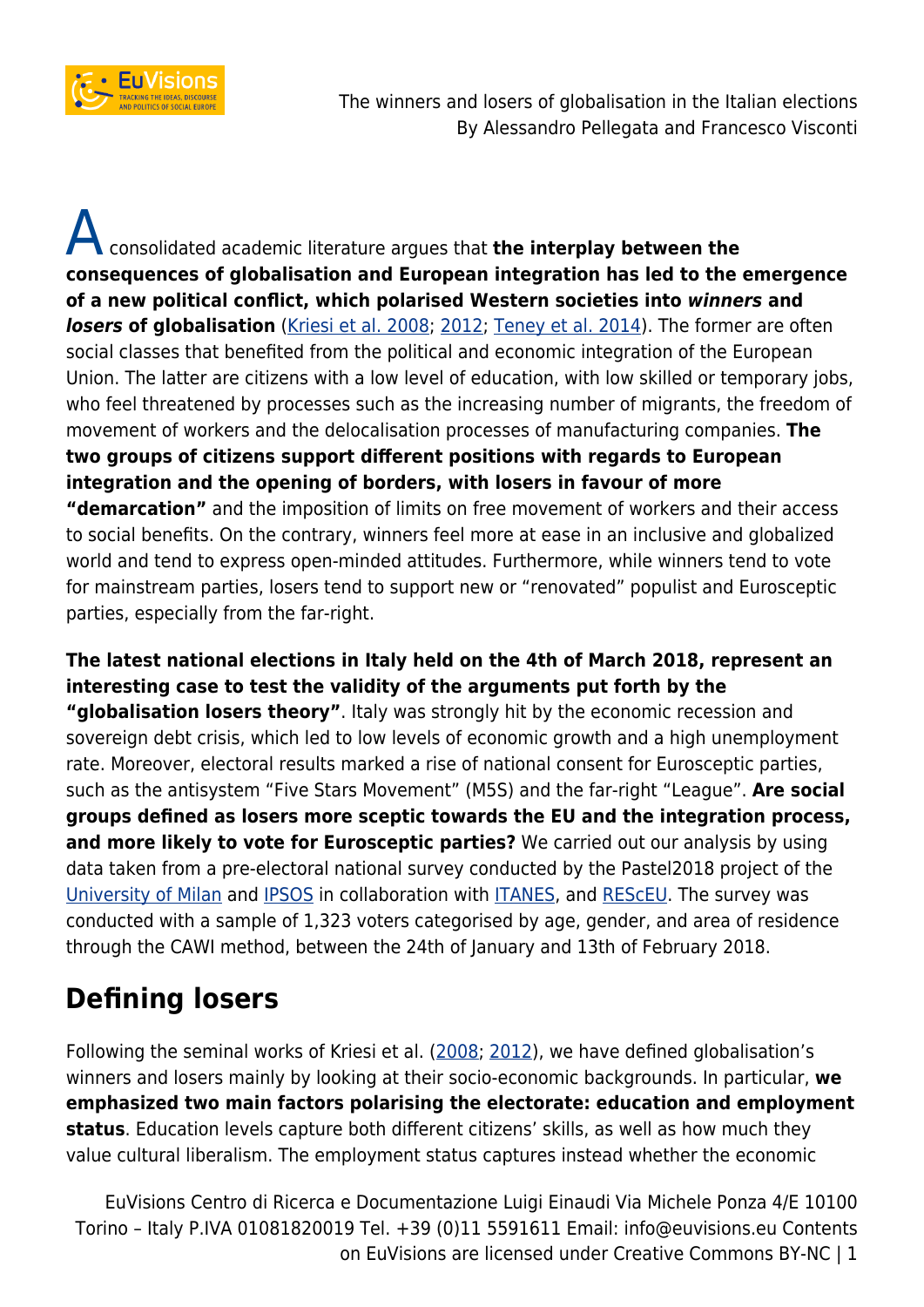A consolidated academic literature argues that **the interplay between the consequences of globalisation and European integration has led to the emergence of a new political conflict, which polarised Western societies into *winners* and *losers* of globalisation** (Kriesi et al. 2008; 2012; Teney et al. 2014). The former are often social classes that benefited from the political and economic integration of the European Union. The latter are citizens with a low level of education, with low skilled or temporary jobs, who feel threatened by processes such as the increasing number of migrants, the freedom of movement of workers and the delocalisation processes of manufacturing companies. **The two groups of citizens support different positions with regards to European integration and the opening of borders, with losers in favour of more "demarcation"** and the imposition of limits on free movement of workers and their access to social benefits. On the contrary, winners feel more at ease in an inclusive and globalized world and tend to express open-minded attitudes. Furthermore, while winners tend to vote for mainstream parties, losers tend to support new or "renovated" populist and Eurosceptic parties, especially from the far-right.

**The latest national elections in Italy held on the 4th of March 2018, represent an interesting case to test the validity of the arguments put forth by the "globalisation losers theory"**. Italy was strongly hit by the economic recession and sovereign debt crisis, which led to low levels of economic growth and a high unemployment rate. Moreover, electoral results marked a rise of national consent for Eurosceptic parties, such as the antisystem "Five Stars Movement" (M5S) and the far-right "League". **Are social groups defined as losers more sceptic towards the EU and the integration process, and more likely to vote for Eurosceptic parties?** We carried out our analysis by using data taken from a pre-electoral national survey conducted by the Pastel2018 project of the University of Milan and IPSOS in collaboration with ITANES, and REScEU. The survey was conducted with a sample of 1,323 voters categorised by age, gender, and area of residence through the CAWI method, between the 24th of January and 13th of February 2018.

## Defining losers

Following the seminal works of Kriesi et al. (2008; 2012), we have defined globalisation's winners and losers mainly by looking at their socio-economic backgrounds. In particular, **we emphasized two main factors polarising the electorate: education and employment status**. Education levels capture both different citizens' skills, as well as how much they value cultural liberalism. The employment status captures instead whether the economic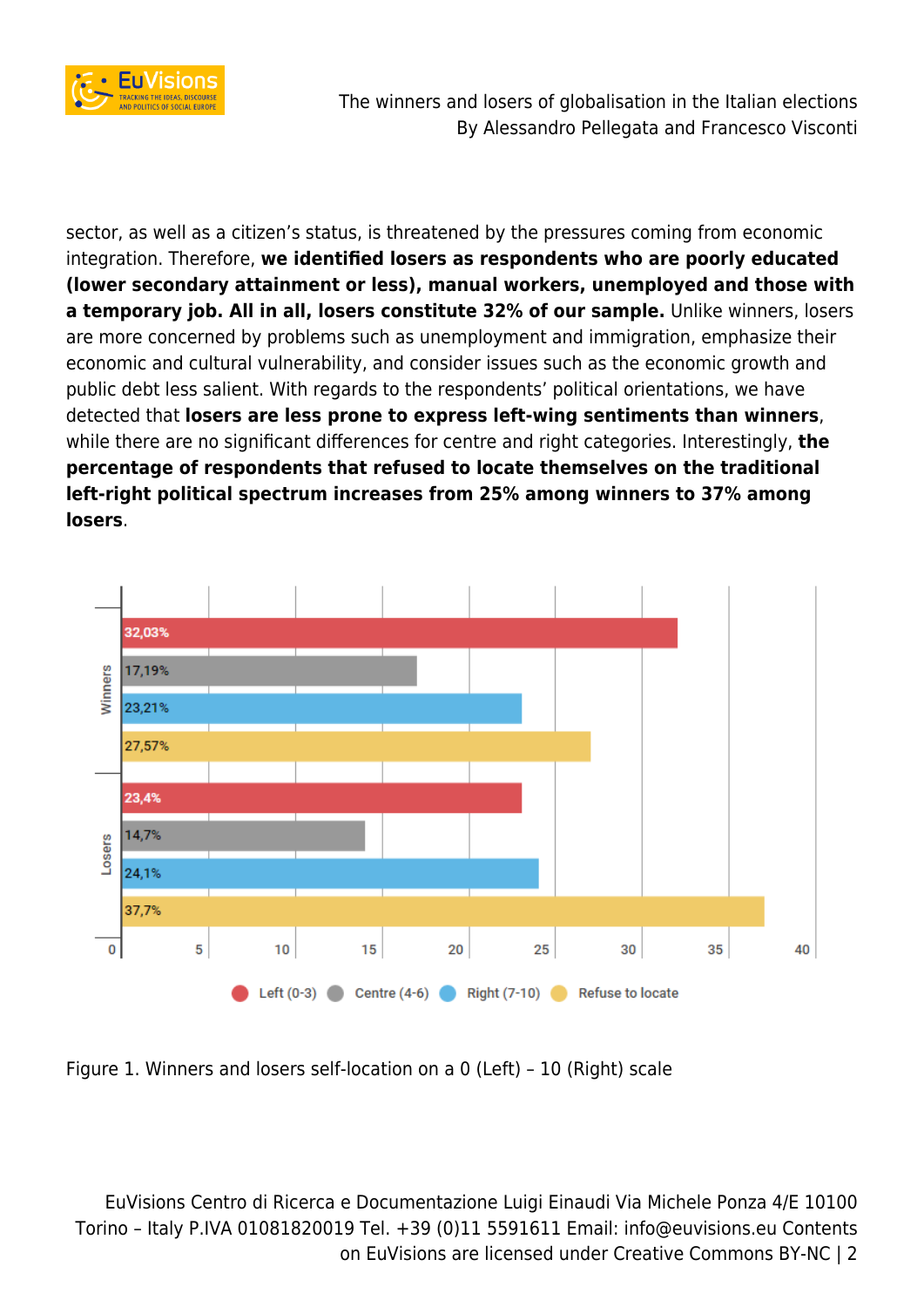sector, as well as a citizen's status, is threatened by the pressures coming from economic integration. Therefore, **we identified losers as respondents who are poorly educated (lower secondary attainment or less), manual workers, unemployed and those with a temporary job. All in all, losers constitute 32% of our sample.** Unlike winners, losers are more concerned by problems such as unemployment and immigration, emphasize their economic and cultural vulnerability, and consider issues such as the economic growth and public debt less salient. With regards to the respondents' political orientations, we have detected that **losers are less prone to express left-wing sentiments than winners**, while there are no significant differences for centre and right categories. Interestingly, **the percentage of respondents that refused to locate themselves on the traditional left-right political spectrum increases from 25% among winners to 37% among losers**.

| | Left (0-3) | Centre (4-6) | Right (7-10) | Refuse to locate |
|---|---|---|---|---|
| Winners | 32,03% | 17,19% | 23,21% | 27,57% |
| Losers | 23,4% | 14,7% | 24,1% | 37,7% |

Figure 1. Winners and losers self-location on a 0 (Left) – 10 (Right) scale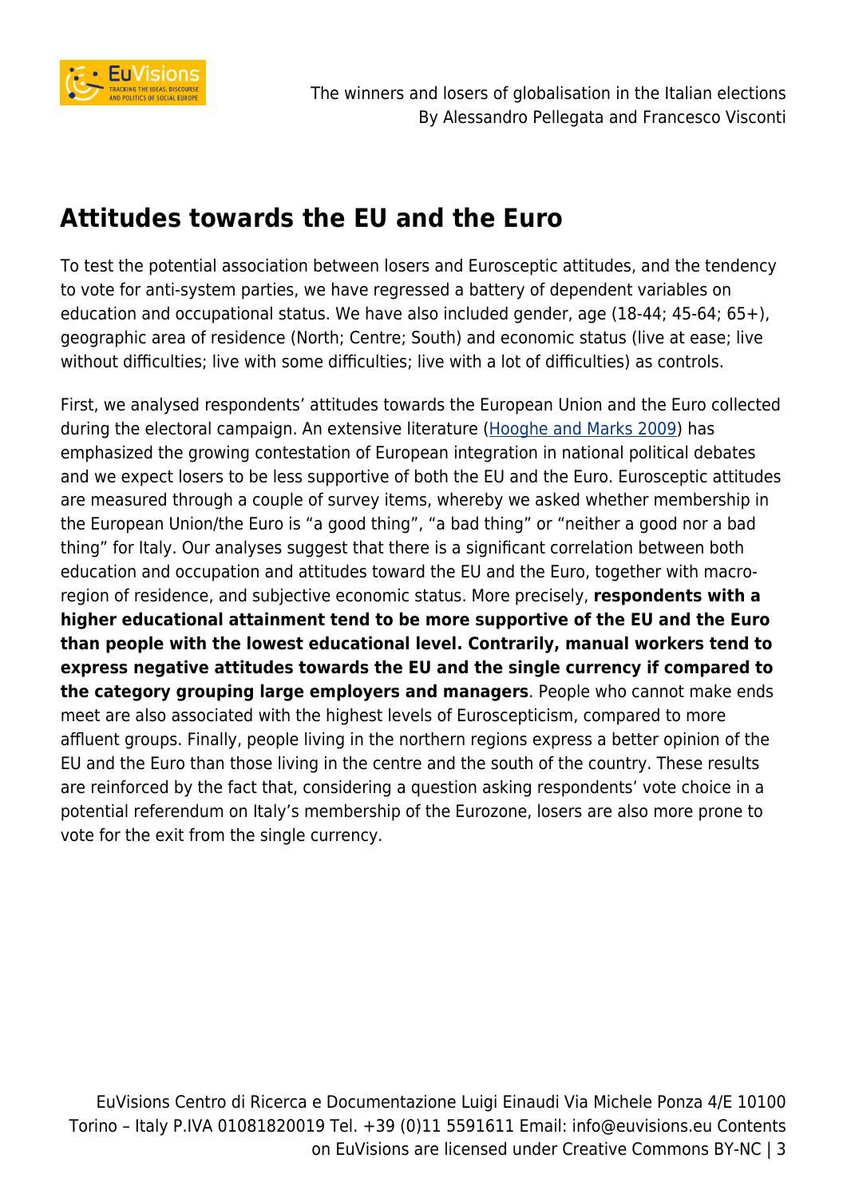## Attitudes towards the EU and the Euro

To test the potential association between losers and Eurosceptic attitudes, and the tendency to vote for anti-system parties, we have regressed a battery of dependent variables on education and occupational status. We have also included gender, age (18-44; 45-64; 65+), geographic area of residence (North; Centre; South) and economic status (live at ease; live without difficulties; live with some difficulties; live with a lot of difficulties) as controls.

First, we analysed respondents' attitudes towards the European Union and the Euro collected during the electoral campaign. An extensive literature ([Hooghe and Marks 2009]()) has emphasized the growing contestation of European integration in national political debates and we expect losers to be less supportive of both the EU and the Euro. Eurosceptic attitudes are measured through a couple of survey items, whereby we asked whether membership in the European Union/the Euro is "a good thing", "a bad thing" or "neither a good nor a bad thing" for Italy. Our analyses suggest that there is a significant correlation between both education and occupation and attitudes toward the EU and the Euro, together with macro-region of residence, and subjective economic status. More precisely, **respondents with a higher educational attainment tend to be more supportive of the EU and the Euro than people with the lowest educational level. Contrarily, manual workers tend to express negative attitudes towards the EU and the single currency if compared to the category grouping large employers and managers**. People who cannot make ends meet are also associated with the highest levels of Euroscepticism, compared to more affluent groups. Finally, people living in the northern regions express a better opinion of the EU and the Euro than those living in the centre and the south of the country. These results are reinforced by the fact that, considering a question asking respondents' vote choice in a potential referendum on Italy's membership of the Eurozone, losers are also more prone to vote for the exit from the single currency.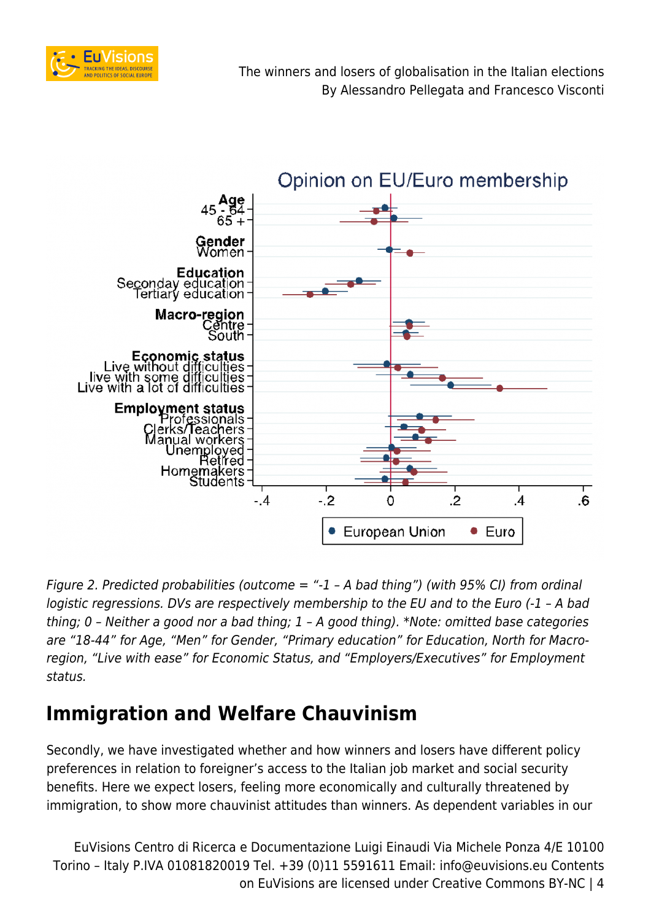Opinion on EU/Euro membership

*Figure 2. Predicted probabilities (outcome = "-1 – A bad thing") (with 95% CI) from ordinal logistic regressions. DVs are respectively membership to the EU and to the Euro (-1 – A bad thing; 0 – Neither a good nor a bad thing; 1 – A good thing). \*Note: omitted base categories are "18-44" for Age, "Men" for Gender, "Primary education" for Education, North for Macro-region, "Live with ease" for Economic Status, and "Employers/Executives" for Employment status.*

## Immigration and Welfare Chauvinism

Secondly, we have investigated whether and how winners and losers have different policy preferences in relation to foreigner's access to the Italian job market and social security benefits. Here we expect losers, feeling more economically and culturally threatened by immigration, to show more chauvinist attitudes than winners. As dependent variables in our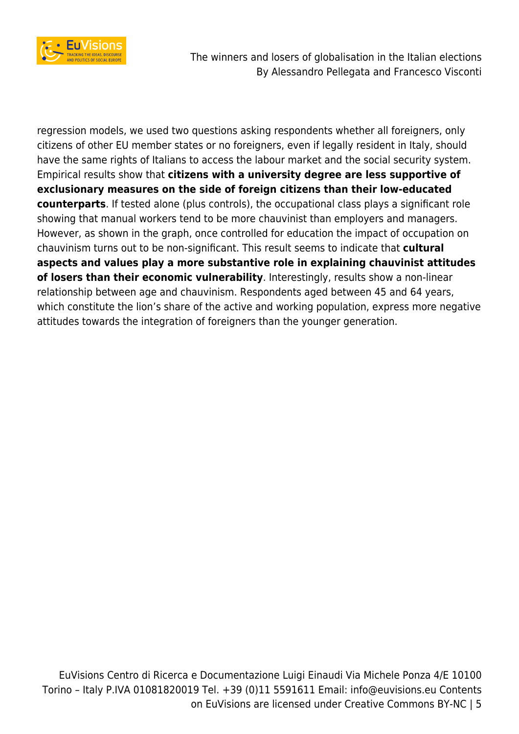regression models, we used two questions asking respondents whether all foreigners, only citizens of other EU member states or no foreigners, even if legally resident in Italy, should have the same rights of Italians to access the labour market and the social security system. Empirical results show that **citizens with a university degree are less supportive of exclusionary measures on the side of foreign citizens than their low-educated counterparts**. If tested alone (plus controls), the occupational class plays a significant role showing that manual workers tend to be more chauvinist than employers and managers. However, as shown in the graph, once controlled for education the impact of occupation on chauvinism turns out to be non-significant. This result seems to indicate that **cultural aspects and values play a more substantive role in explaining chauvinist attitudes of losers than their economic vulnerability**. Interestingly, results show a non-linear relationship between age and chauvinism. Respondents aged between 45 and 64 years, which constitute the lion's share of the active and working population, express more negative attitudes towards the integration of foreigners than the younger generation.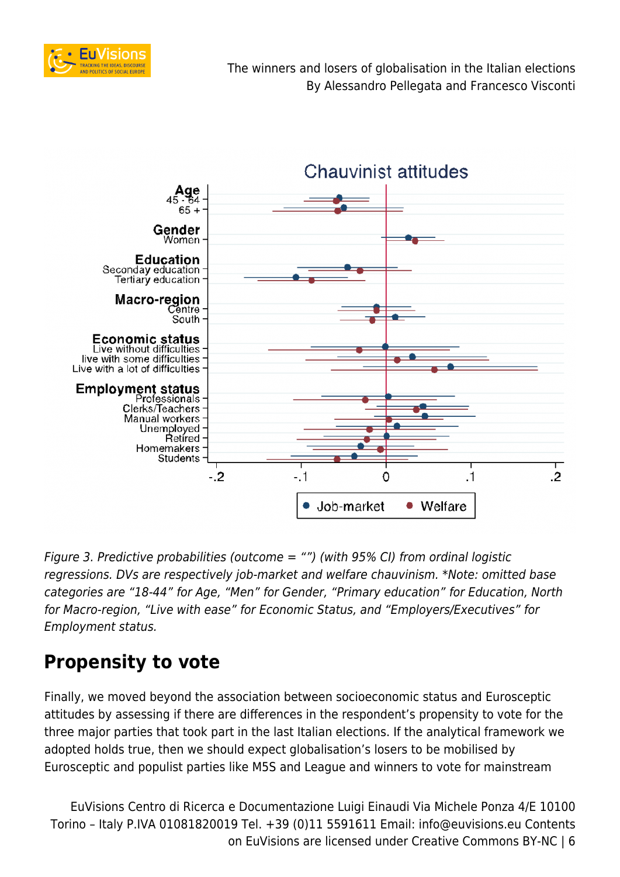*Figure 3. Predictive probabilities (outcome = "") (with 95% CI) from ordinal logistic regressions. DVs are respectively job-market and welfare chauvinism. \*Note: omitted base categories are "18-44" for Age, "Men" for Gender, "Primary education" for Education, North for Macro-region, "Live with ease" for Economic Status, and "Employers/Executives" for Employment status.*

## Propensity to vote

Finally, we moved beyond the association between socioeconomic status and Eurosceptic attitudes by assessing if there are differences in the respondent's propensity to vote for the three major parties that took part in the last Italian elections. If the analytical framework we adopted holds true, then we should expect globalisation's losers to be mobilised by Eurosceptic and populist parties like M5S and League and winners to vote for mainstream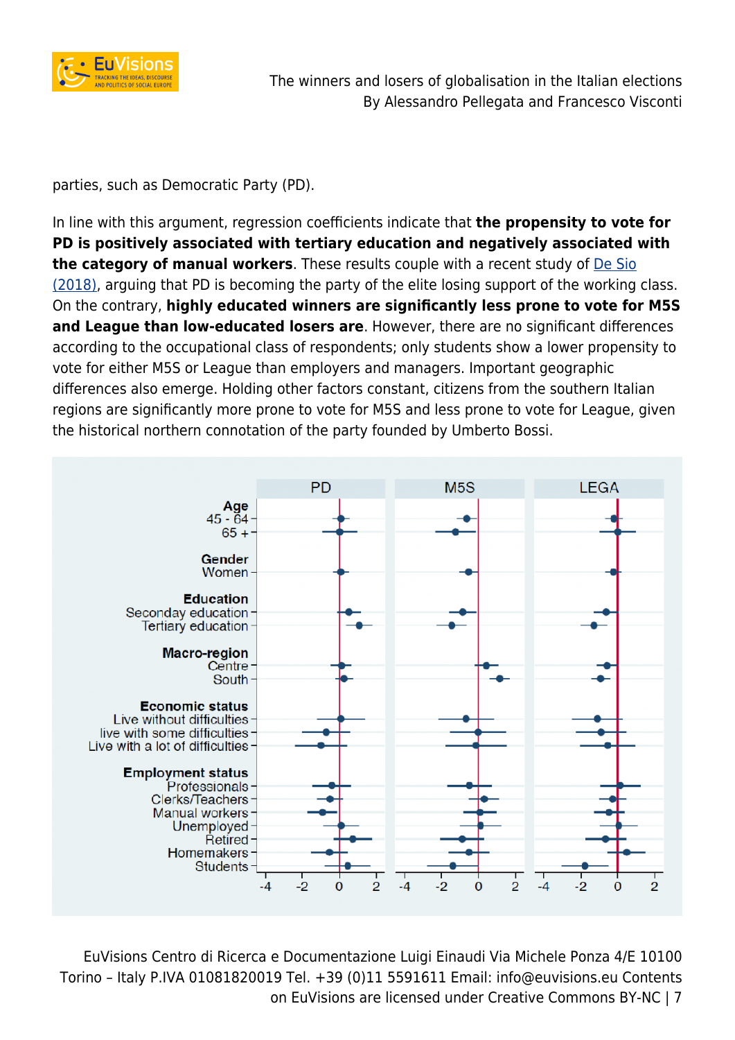parties, such as Democratic Party (PD).

In line with this argument, regression coefficients indicate that **the propensity to vote for PD is positively associated with tertiary education and negatively associated with the category of manual workers**. These results couple with a recent study of De Sio (2018), arguing that PD is becoming the party of the elite losing support of the working class. On the contrary, **highly educated winners are significantly less prone to vote for M5S and League than low-educated losers are**. However, there are no significant differences according to the occupational class of respondents; only students show a lower propensity to vote for either M5S or League than employers and managers. Important geographic differences also emerge. Holding other factors constant, citizens from the southern Italian regions are significantly more prone to vote for M5S and less prone to vote for League, given the historical northern connotation of the party founded by Umberto Bossi.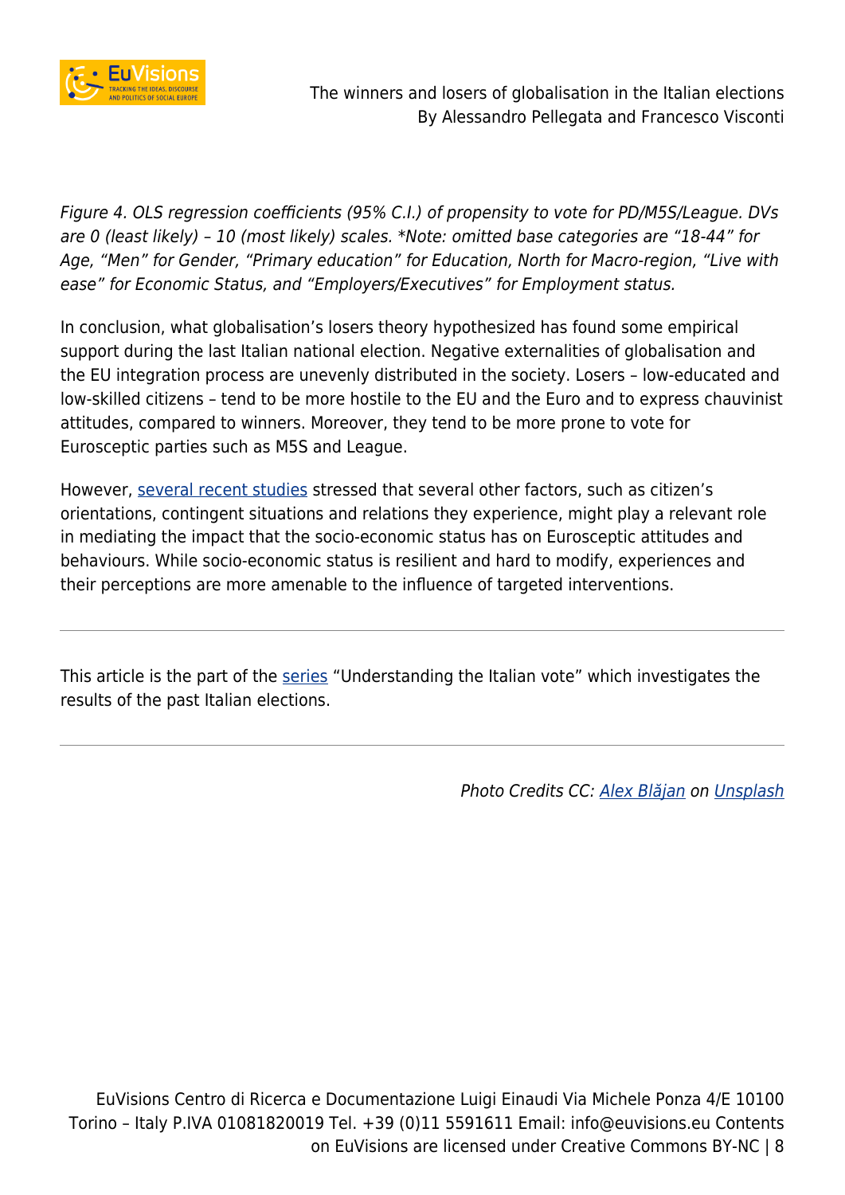*Figure 4. OLS regression coefficients (95% C.I.) of propensity to vote for PD/M5S/League. DVs are 0 (least likely) – 10 (most likely) scales. *Note: omitted base categories are "18-44" for Age, "Men" for Gender, "Primary education" for Education, North for Macro-region, "Live with ease" for Economic Status, and "Employers/Executives" for Employment status.*

In conclusion, what globalisation's losers theory hypothesized has found some empirical support during the last Italian national election. Negative externalities of globalisation and the EU integration process are unevenly distributed in the society. Losers – low-educated and low-skilled citizens – tend to be more hostile to the EU and the Euro and to express chauvinist attitudes, compared to winners. Moreover, they tend to be more prone to vote for Eurosceptic parties such as M5S and League.

However, several recent studies stressed that several other factors, such as citizen's orientations, contingent situations and relations they experience, might play a relevant role in mediating the impact that the socio-economic status has on Eurosceptic attitudes and behaviours. While socio-economic status is resilient and hard to modify, experiences and their perceptions are more amenable to the influence of targeted interventions.

---

This article is the part of the series "Understanding the Italian vote" which investigates the results of the past Italian elections.

---

*Photo Credits CC: Alex Blăjan on Unsplash*